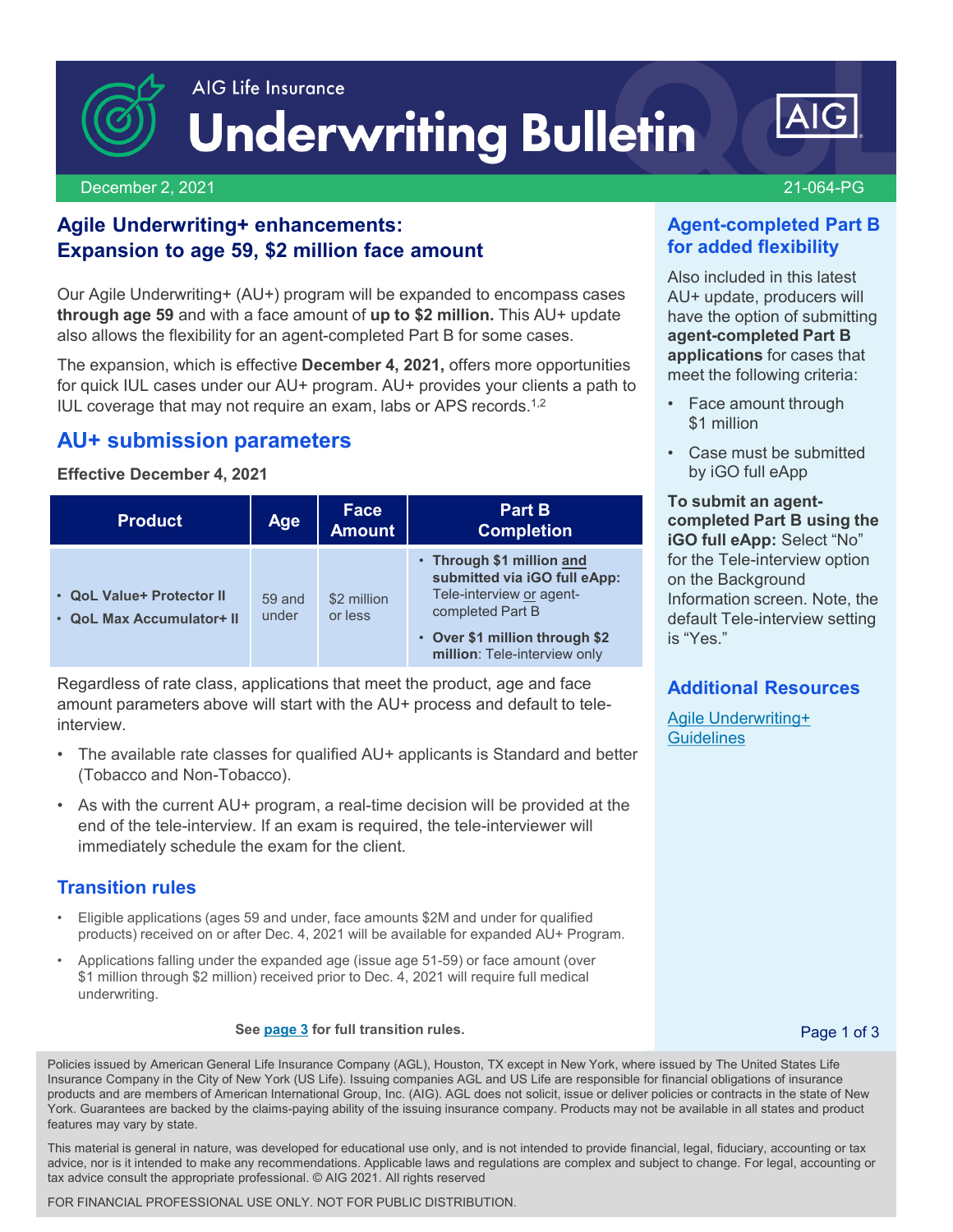AIG Life Insurance

# Underwriting Bulletin

December 2, 2021 — 21-064-PG

## Agile Underwriting+ enhancements: Expansion to age 59, $2 million face amount

Our Agile Underwriting+ (AU+) program will be expanded to encompass cases **through age 59** and with a face amount of **up to $2 million.** This AU+ update also allows the flexibility for an agent-completed Part B for some cases.

The expansion, which is effective **December 4, 2021,** offers more opportunities for quick IUL cases under our AU+ program. AU+ provides your clients a path to IUL coverage that may not require an exam, labs or APS records.[1,2]

## AU+ submission parameters

**Effective December 4, 2021**

| Product | Age | Face Amount | Part B Completion |
|---|---|---|---|
| • **QoL Value+ Protector II**<br>• **QoL Max Accumulator+ II** | 59 and under | $2 million or less | • **Through $1 million and submitted via iGO full eApp:** Tele-interview or agent-completed Part B<br>• **Over $1 million through $2 million**: Tele-interview only |

Regardless of rate class, applications that meet the product, age and face amount parameters above will start with the AU+ process and default to tele-interview.

- The available rate classes for qualified AU+ applicants is Standard and better (Tobacco and Non-Tobacco).
- As with the current AU+ program, a real-time decision will be provided at the end of the tele-interview. If an exam is required, the tele-interviewer will immediately schedule the exam for the client.

### Transition rules

- Eligible applications (ages 59 and under, face amounts $2M and under for qualified products) received on or after Dec. 4, 2021 will be available for expanded AU+ Program.
- Applications falling under the expanded age (issue age 51-59) or face amount (over $1 million through $2 million) received prior to Dec. 4, 2021 will require full medical underwriting.

**See page 3 for full transition rules.**

## Agent-completed Part B for added flexibility

Also included in this latest AU+ update, producers will have the option of submitting **agent-completed Part B applications** for cases that meet the following criteria:

- Face amount through $1 million
- Case must be submitted by iGO full eApp

**To submit an agent-completed Part B using the iGO full eApp:** Select "No" for the Tele-interview option on the Background Information screen. Note, the default Tele-interview setting is "Yes."

## Additional Resources

Agile Underwriting+ Guidelines

Policies issued by American General Life Insurance Company (AGL), Houston, TX except in New York, where issued by The United States Life Insurance Company in the City of New York (US Life). Issuing companies AGL and US Life are responsible for financial obligations of insurance products and are members of American International Group, Inc. (AIG). AGL does not solicit, issue or deliver policies or contracts in the state of New York. Guarantees are backed by the claims-paying ability of the issuing insurance company. Products may not be available in all states and product features may vary by state.

This material is general in nature, was developed for educational use only, and is not intended to provide financial, legal, fiduciary, accounting or tax advice, nor is it intended to make any recommendations. Applicable laws and regulations are complex and subject to change. For legal, accounting or tax advice consult the appropriate professional. © AIG 2021. All rights reserved

FOR FINANCIAL PROFESSIONAL USE ONLY. NOT FOR PUBLIC DISTRIBUTION.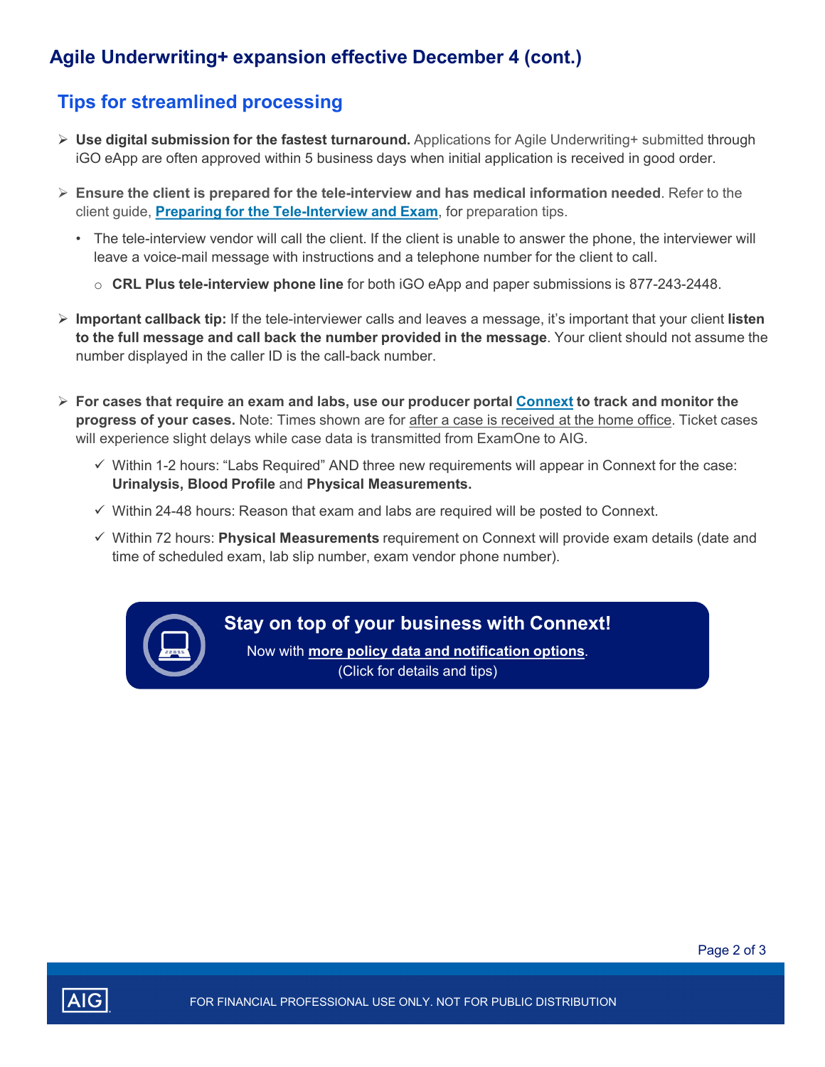# Agile Underwriting+ expansion effective December 4 (cont.)

## Tips for streamlined processing

- **Use digital submission for the fastest turnaround.** Applications for Agile Underwriting+ submitted through iGO eApp are often approved within 5 business days when initial application is received in good order.
- **Ensure the client is prepared for the tele-interview and has medical information needed**. Refer to the client guide, **Preparing for the Tele-Interview and Exam**, for preparation tips.
  - The tele-interview vendor will call the client. If the client is unable to answer the phone, the interviewer will leave a voice-mail message with instructions and a telephone number for the client to call.
    - **CRL Plus tele-interview phone line** for both iGO eApp and paper submissions is 877-243-2448.
- **Important callback tip:** If the tele-interviewer calls and leaves a message, it's important that your client **listen to the full message and call back the number provided in the message**. Your client should not assume the number displayed in the caller ID is the call-back number.
- **For cases that require an exam and labs, use our producer portal Connext to track and monitor the progress of your cases.** Note: Times shown are for after a case is received at the home office. Ticket cases will experience slight delays while case data is transmitted from ExamOne to AIG.
  - ✓ Within 1-2 hours: "Labs Required" AND three new requirements will appear in Connext for the case: **Urinalysis, Blood Profile** and **Physical Measurements.**
  - ✓ Within 24-48 hours: Reason that exam and labs are required will be posted to Connext.
  - ✓ Within 72 hours: **Physical Measurements** requirement on Connext will provide exam details (date and time of scheduled exam, lab slip number, exam vendor phone number).

**Stay on top of your business with Connext!**

Now with **more policy data and notification options**.
(Click for details and tips)

FOR FINANCIAL PROFESSIONAL USE ONLY. NOT FOR PUBLIC DISTRIBUTION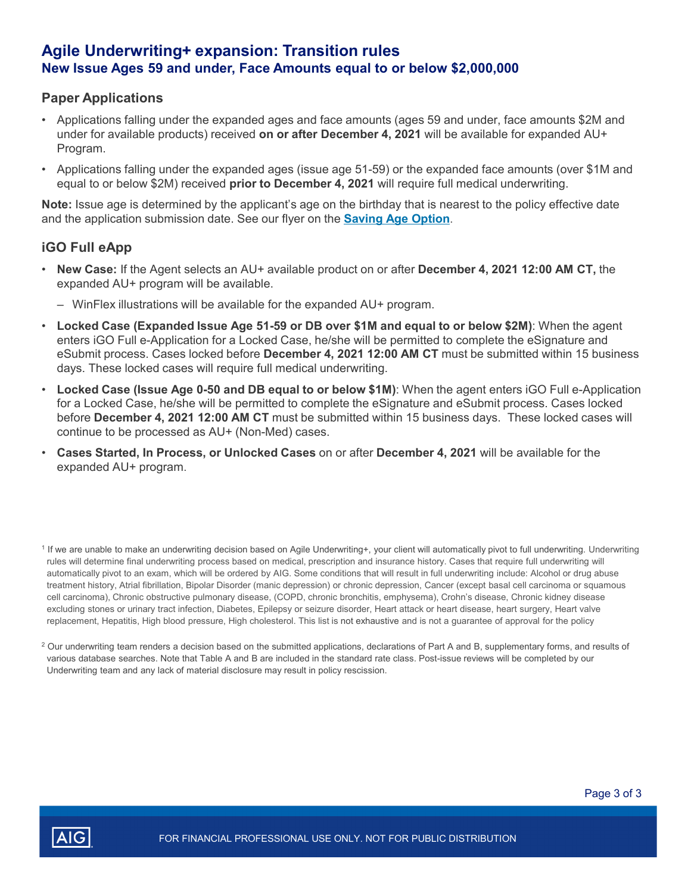# Agile Underwriting+ expansion: Transition rules

## New Issue Ages 59 and under, Face Amounts equal to or below $2,000,000

### Paper Applications

- Applications falling under the expanded ages and face amounts (ages 59 and under, face amounts $2M and under for available products) received **on or after December 4, 2021** will be available for expanded AU+ Program.
- Applications falling under the expanded ages (issue age 51-59) or the expanded face amounts (over $1M and equal to or below $2M) received **prior to December 4, 2021** will require full medical underwriting.

**Note:** Issue age is determined by the applicant's age on the birthday that is nearest to the policy effective date and the application submission date. See our flyer on the **Saving Age Option**.

### iGO Full eApp

- **New Case:** If the Agent selects an AU+ available product on or after **December 4, 2021 12:00 AM CT,** the expanded AU+ program will be available.
  - WinFlex illustrations will be available for the expanded AU+ program.
- **Locked Case (Expanded Issue Age 51-59 or DB over $1M and equal to or below $2M)**: When the agent enters iGO Full e-Application for a Locked Case, he/she will be permitted to complete the eSignature and eSubmit process. Cases locked before **December 4, 2021 12:00 AM CT** must be submitted within 15 business days. These locked cases will require full medical underwriting.
- **Locked Case (Issue Age 0-50 and DB equal to or below $1M)**: When the agent enters iGO Full e-Application for a Locked Case, he/she will be permitted to complete the eSignature and eSubmit process. Cases locked before **December 4, 2021 12:00 AM CT** must be submitted within 15 business days. These locked cases will continue to be processed as AU+ (Non-Med) cases.
- **Cases Started, In Process, or Unlocked Cases** on or after **December 4, 2021** will be available for the expanded AU+ program.

[1] If we are unable to make an underwriting decision based on Agile Underwriting+, your client will automatically pivot to full underwriting. Underwriting rules will determine final underwriting process based on medical, prescription and insurance history. Cases that require full underwriting will automatically pivot to an exam, which will be ordered by AIG. Some conditions that will result in full underwriting include: Alcohol or drug abuse treatment history, Atrial fibrillation, Bipolar Disorder (manic depression) or chronic depression, Cancer (except basal cell carcinoma or squamous cell carcinoma), Chronic obstructive pulmonary disease, (COPD, chronic bronchitis, emphysema), Crohn's disease, Chronic kidney disease excluding stones or urinary tract infection, Diabetes, Epilepsy or seizure disorder, Heart attack or heart disease, heart surgery, Heart valve replacement, Hepatitis, High blood pressure, High cholesterol. This list is not exhaustive and is not a guarantee of approval for the policy

[2] Our underwriting team renders a decision based on the submitted applications, declarations of Part A and B, supplementary forms, and results of various database searches. Note that Table A and B are included in the standard rate class. Post-issue reviews will be completed by our Underwriting team and any lack of material disclosure may result in policy rescission.

FOR FINANCIAL PROFESSIONAL USE ONLY. NOT FOR PUBLIC DISTRIBUTION